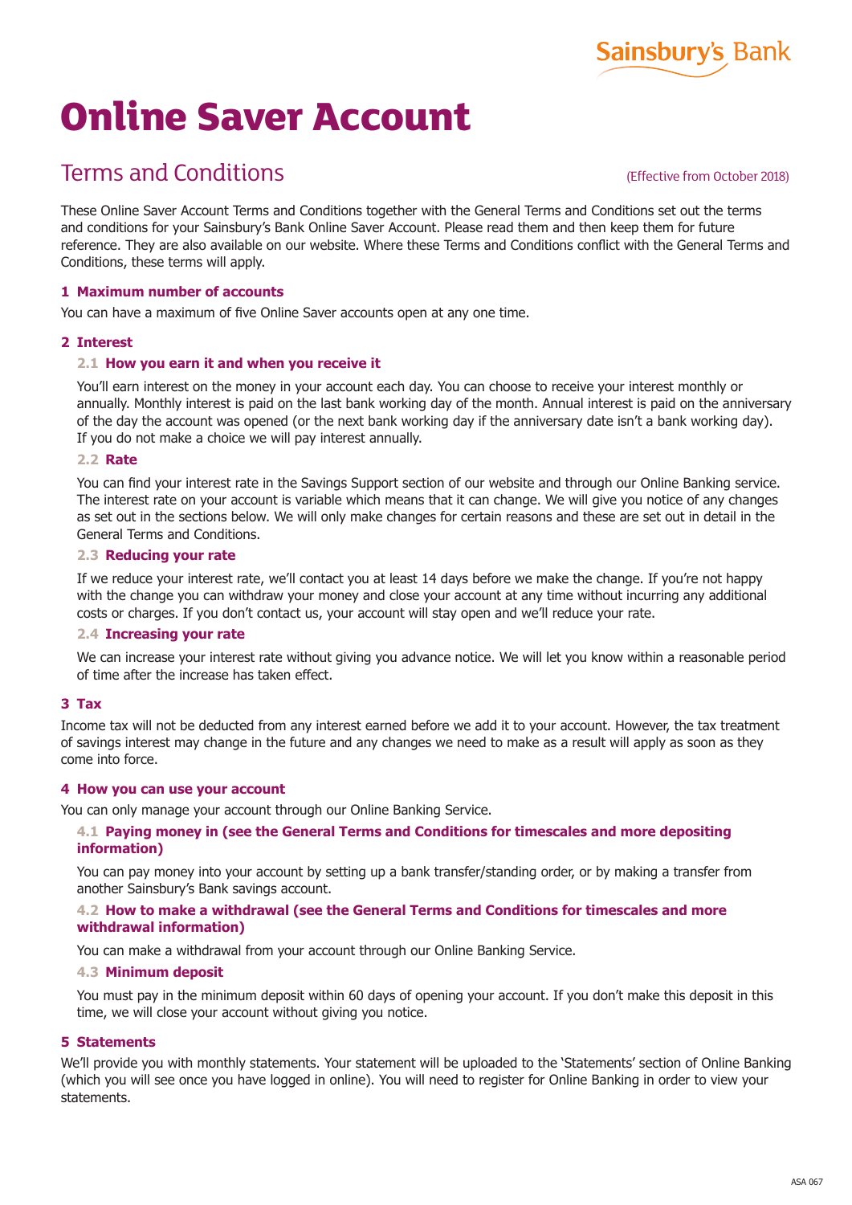Sainsbury's Bank

# Online Saver Account

## Terms and Conditions

(Effective from October 2018)

These Online Saver Account Terms and Conditions together with the General Terms and Conditions set out the terms and conditions for your Sainsbury's Bank Online Saver Account. Please read them and then keep them for future reference. They are also available on our website. Where these Terms and Conditions conflict with the General Terms and Conditions, these terms will apply.

### 1 Maximum number of accounts

You can have a maximum of five Online Saver accounts open at any one time.

### 2 Interest

#### 2.1 How you earn it and when you receive it

You'll earn interest on the money in your account each day. You can choose to receive your interest monthly or annually. Monthly interest is paid on the last bank working day of the month. Annual interest is paid on the anniversary of the day the account was opened (or the next bank working day if the anniversary date isn't a bank working day). If you do not make a choice we will pay interest annually.

#### 2.2 Rate

You can find your interest rate in the Savings Support section of our website and through our Online Banking service. The interest rate on your account is variable which means that it can change. We will give you notice of any changes as set out in the sections below. We will only make changes for certain reasons and these are set out in detail in the General Terms and Conditions.

#### 2.3 Reducing your rate

If we reduce your interest rate, we'll contact you at least 14 days before we make the change. If you're not happy with the change you can withdraw your money and close your account at any time without incurring any additional costs or charges. If you don't contact us, your account will stay open and we'll reduce your rate.

#### 2.4 Increasing your rate

We can increase your interest rate without giving you advance notice. We will let you know within a reasonable period of time after the increase has taken effect.

### 3 Tax

Income tax will not be deducted from any interest earned before we add it to your account. However, the tax treatment of savings interest may change in the future and any changes we need to make as a result will apply as soon as they come into force.

### 4 How you can use your account

You can only manage your account through our Online Banking Service.

#### 4.1 Paying money in (see the General Terms and Conditions for timescales and more depositing information)

You can pay money into your account by setting up a bank transfer/standing order, or by making a transfer from another Sainsbury's Bank savings account.

#### 4.2 How to make a withdrawal (see the General Terms and Conditions for timescales and more withdrawal information)

You can make a withdrawal from your account through our Online Banking Service.

#### 4.3 Minimum deposit

You must pay in the minimum deposit within 60 days of opening your account. If you don't make this deposit in this time, we will close your account without giving you notice.

### 5 Statements

We'll provide you with monthly statements. Your statement will be uploaded to the 'Statements' section of Online Banking (which you will see once you have logged in online). You will need to register for Online Banking in order to view your statements.

ASA 067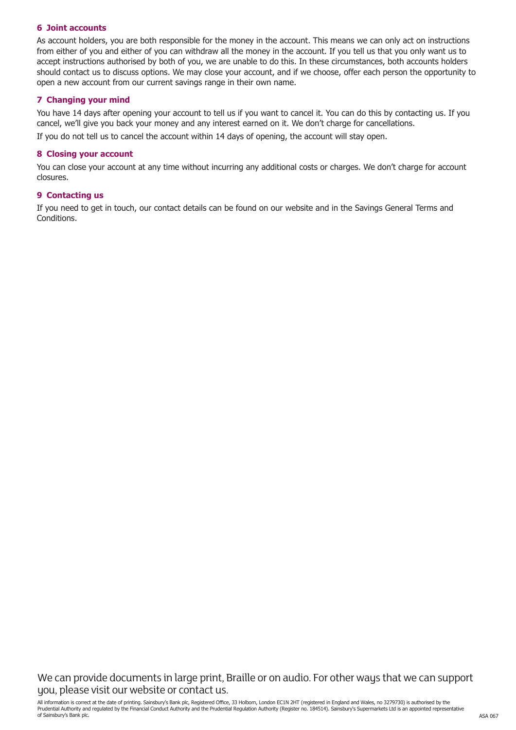### 6 Joint accounts

As account holders, you are both responsible for the money in the account. This means we can only act on instructions from either of you and either of you can withdraw all the money in the account. If you tell us that you only want us to accept instructions authorised by both of you, we are unable to do this. In these circumstances, both accounts holders should contact us to discuss options. We may close your account, and if we choose, offer each person the opportunity to open a new account from our current savings range in their own name.

### 7 Changing your mind

You have 14 days after opening your account to tell us if you want to cancel it. You can do this by contacting us. If you cancel, we'll give you back your money and any interest earned on it. We don't charge for cancellations.

If you do not tell us to cancel the account within 14 days of opening, the account will stay open.

### 8 Closing your account

You can close your account at any time without incurring any additional costs or charges. We don't charge for account closures.

### 9 Contacting us

If you need to get in touch, our contact details can be found on our website and in the Savings General Terms and Conditions.

We can provide documents in large print, Braille or on audio. For other ways that we can support you, please visit our website or contact us.

All information is correct at the date of printing. Sainsbury's Bank plc, Registered Office, 33 Holborn, London EC1N 2HT (registered in England and Wales, no 3279730) is authorised by the Prudential Authority and regulated by the Financial Conduct Authority and the Prudential Regulation Authority (Register no. 184514). Sainsbury's Supermarkets Ltd is an appointed representative of Sainsbury's Bank plc.

ASA 067